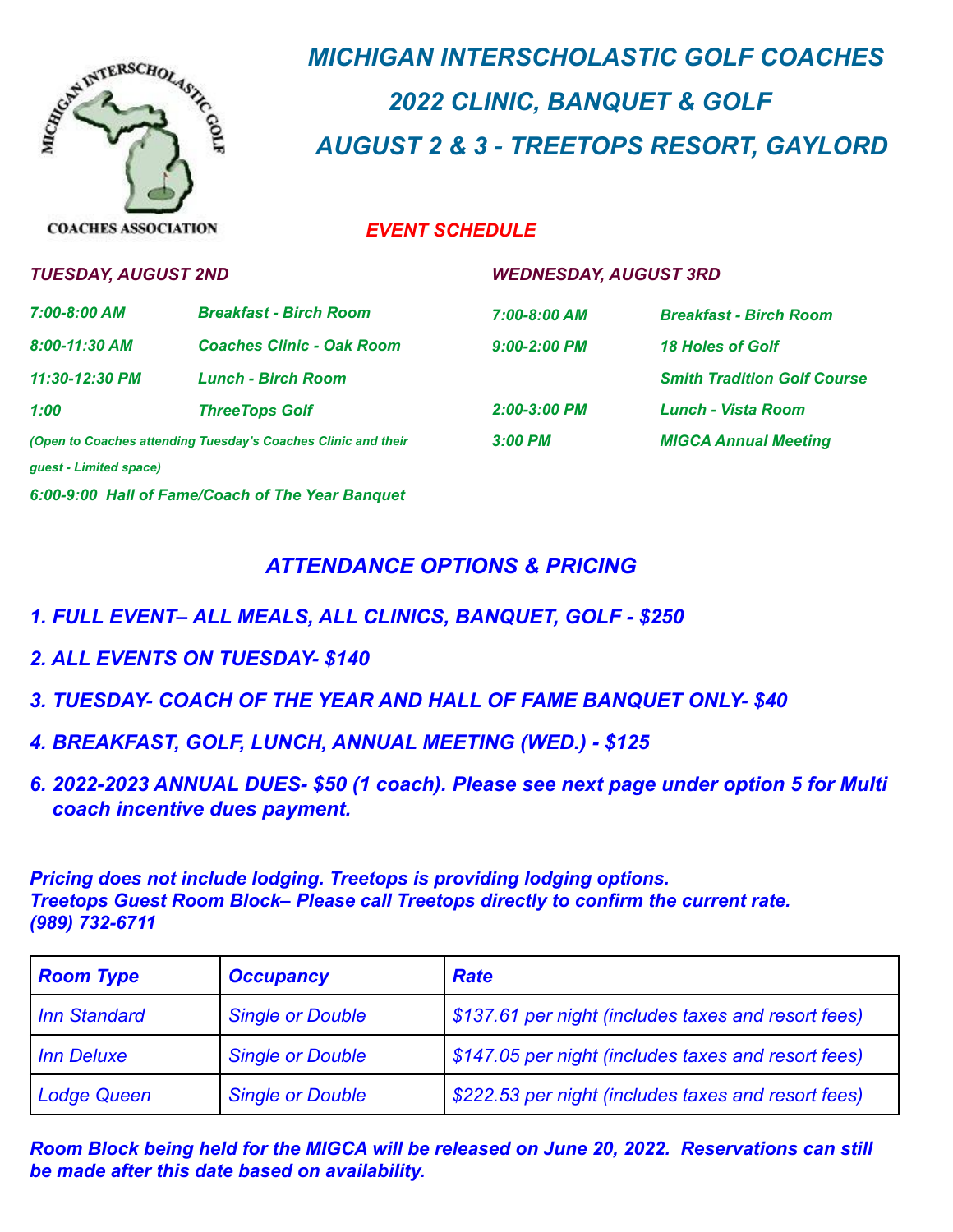# MICHIGAN INTERSCHOLASTIC GOLF COACHES
# 2022 CLINIC, BANQUET & GOLF
# AUGUST 2 & 3 - TREETOPS RESORT, GAYLORD

COACHES ASSOCIATION

## EVENT SCHEDULE

### TUESDAY, AUGUST 2ND

| | |
|---|---|
| 7:00-8:00 AM | Breakfast - Birch Room |
| 8:00-11:30 AM | Coaches Clinic - Oak Room |
| 11:30-12:30 PM | Lunch - Birch Room |
| 1:00 | ThreeTops Golf |

(Open to Coaches attending Tuesday's Coaches Clinic and their guest - Limited space)

6:00-9:00 Hall of Fame/Coach of The Year Banquet

### WEDNESDAY, AUGUST 3RD

| | |
|---|---|
| 7:00-8:00 AM | Breakfast - Birch Room |
| 9:00-2:00 PM | 18 Holes of Golf<br>Smith Tradition Golf Course |
| 2:00-3:00 PM | Lunch - Vista Room |
| 3:00 PM | MIGCA Annual Meeting |

## ATTENDANCE OPTIONS & PRICING

1. FULL EVENT– ALL MEALS, ALL CLINICS, BANQUET, GOLF - $250
2. ALL EVENTS ON TUESDAY- $140
3. TUESDAY- COACH OF THE YEAR AND HALL OF FAME BANQUET ONLY- $40
4. BREAKFAST, GOLF, LUNCH, ANNUAL MEETING (WED.) - $125
6. 2022-2023 ANNUAL DUES- $50 (1 coach). Please see next page under option 5 for Multi coach incentive dues payment.

Pricing does not include lodging. Treetops is providing lodging options.
Treetops Guest Room Block– Please call Treetops directly to confirm the current rate.
(989) 732-6711

| Room Type | Occupancy | Rate |
|---|---|---|
| Inn Standard | Single or Double | $137.61 per night (includes taxes and resort fees) |
| Inn Deluxe | Single or Double | $147.05 per night (includes taxes and resort fees) |
| Lodge Queen | Single or Double | $222.53 per night (includes taxes and resort fees) |

Room Block being held for the MIGCA will be released on June 20, 2022. Reservations can still be made after this date based on availability.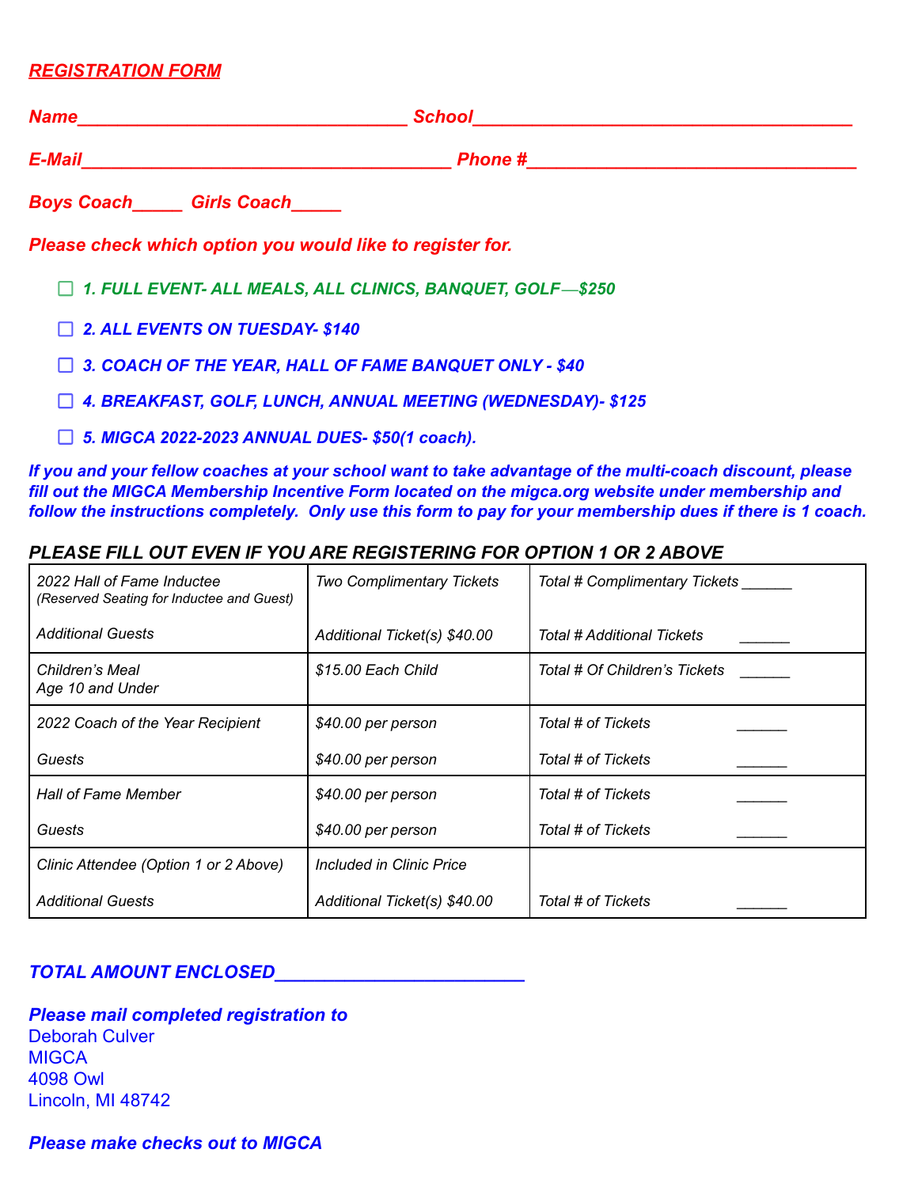# *REGISTRATION FORM*

***Name*\_\_\_\_\_\_\_\_\_\_\_\_\_\_\_\_\_\_\_\_\_\_\_\_\_\_\_\_\_\_\_\_\_\_\_ *School*\_\_\_\_\_\_\_\_\_\_\_\_\_\_\_\_\_\_\_\_\_\_\_\_\_\_\_\_\_\_\_\_\_\_\_\_\_\_\_\_**

***E-Mail*\_\_\_\_\_\_\_\_\_\_\_\_\_\_\_\_\_\_\_\_\_\_\_\_\_\_\_\_\_\_\_\_\_\_\_\_\_\_\_ *Phone #*\_\_\_\_\_\_\_\_\_\_\_\_\_\_\_\_\_\_\_\_\_\_\_\_\_\_\_\_\_\_\_\_\_\_\_**

***Boys Coach*\_\_\_\_\_ *Girls Coach*\_\_\_\_\_**

***Please check which option you would like to register for.***

- ☐ ***1. FULL EVENT- ALL MEALS, ALL CLINICS, BANQUET, GOLF—$250***
- ☐ ***2. ALL EVENTS ON TUESDAY- $140***
- ☐ ***3. COACH OF THE YEAR, HALL OF FAME BANQUET ONLY - $40***
- ☐ ***4. BREAKFAST, GOLF, LUNCH, ANNUAL MEETING (WEDNESDAY)- $125***
- ☐ ***5. MIGCA 2022-2023 ANNUAL DUES- $50(1 coach).***

***If you and your fellow coaches at your school want to take advantage of the multi-coach discount, please fill out the MIGCA Membership Incentive Form located on the migca.org website under membership and follow the instructions completely. Only use this form to pay for your membership dues if there is 1 coach.***

***PLEASE FILL OUT EVEN IF YOU ARE REGISTERING FOR OPTION 1 OR 2 ABOVE***

| | | |
|---|---|---|
| *2022 Hall of Fame Inductee (Reserved Seating for Inductee and Guest)* | *Two Complimentary Tickets* | *Total # Complimentary Tickets \_\_\_\_\_\_* |
| *Additional Guests* | *Additional Ticket(s) $40.00* | *Total # Additional Tickets \_\_\_\_\_\_* |
| *Children's Meal Age 10 and Under* | *$15.00 Each Child* | *Total # Of Children's Tickets \_\_\_\_\_\_* |
| *2022 Coach of the Year Recipient* | *$40.00 per person* | *Total # of Tickets \_\_\_\_\_\_* |
| *Guests* | *$40.00 per person* | *Total # of Tickets \_\_\_\_\_\_* |
| *Hall of Fame Member* | *$40.00 per person* | *Total # of Tickets \_\_\_\_\_\_* |
| *Guests* | *$40.00 per person* | *Total # of Tickets \_\_\_\_\_\_* |
| *Clinic Attendee (Option 1 or 2 Above)* | *Included in Clinic Price* | |
| *Additional Guests* | *Additional Ticket(s) $40.00* | *Total # of Tickets \_\_\_\_\_\_* |

***TOTAL AMOUNT ENCLOSED*\_\_\_\_\_\_\_\_\_\_\_\_\_\_\_\_\_\_\_\_\_\_\_\_\_\_**

***Please mail completed registration to***
Deborah Culver
MIGCA
4098 Owl
Lincoln, MI 48742

***Please make checks out to MIGCA***